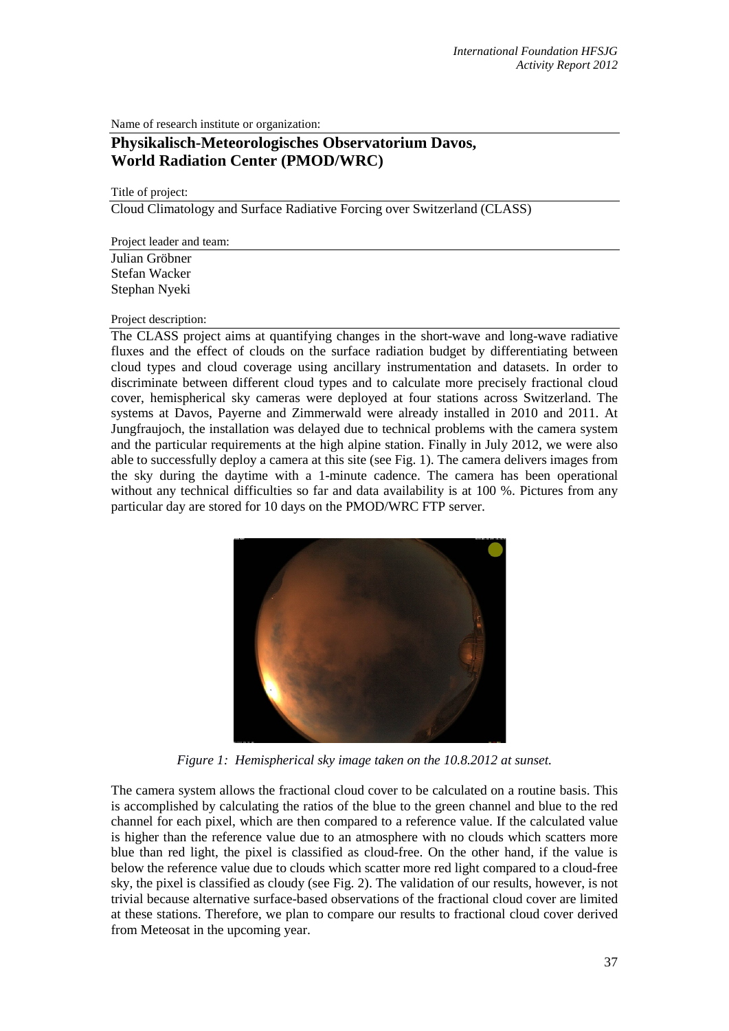Name of research institute or organization:

## Physikalisch-Meteorologisches Observatorium Davos, World Radiation Center (PMOD/WRC)

Title of project:

Cloud Climatology and Surface Radiative Forcing over Switzerland (CLASS)

Project leader and team:

Julian Gröbner
Stefan Wacker
Stephan Nyeki

Project description:

The CLASS project aims at quantifying changes in the short-wave and long-wave radiative fluxes and the effect of clouds on the surface radiation budget by differentiating between cloud types and cloud coverage using ancillary instrumentation and datasets. In order to discriminate between different cloud types and to calculate more precisely fractional cloud cover, hemispherical sky cameras were deployed at four stations across Switzerland. The systems at Davos, Payerne and Zimmerwald were already installed in 2010 and 2011. At Jungfraujoch, the installation was delayed due to technical problems with the camera system and the particular requirements at the high alpine station. Finally in July 2012, we were also able to successfully deploy a camera at this site (see Fig. 1). The camera delivers images from the sky during the daytime with a 1-minute cadence. The camera has been operational without any technical difficulties so far and data availability is at 100 %. Pictures from any particular day are stored for 10 days on the PMOD/WRC FTP server.

*Figure 1: Hemispherical sky image taken on the 10.8.2012 at sunset.*

The camera system allows the fractional cloud cover to be calculated on a routine basis. This is accomplished by calculating the ratios of the blue to the green channel and blue to the red channel for each pixel, which are then compared to a reference value. If the calculated value is higher than the reference value due to an atmosphere with no clouds which scatters more blue than red light, the pixel is classified as cloud-free. On the other hand, if the value is below the reference value due to clouds which scatter more red light compared to a cloud-free sky, the pixel is classified as cloudy (see Fig. 2). The validation of our results, however, is not trivial because alternative surface-based observations of the fractional cloud cover are limited at these stations. Therefore, we plan to compare our results to fractional cloud cover derived from Meteosat in the upcoming year.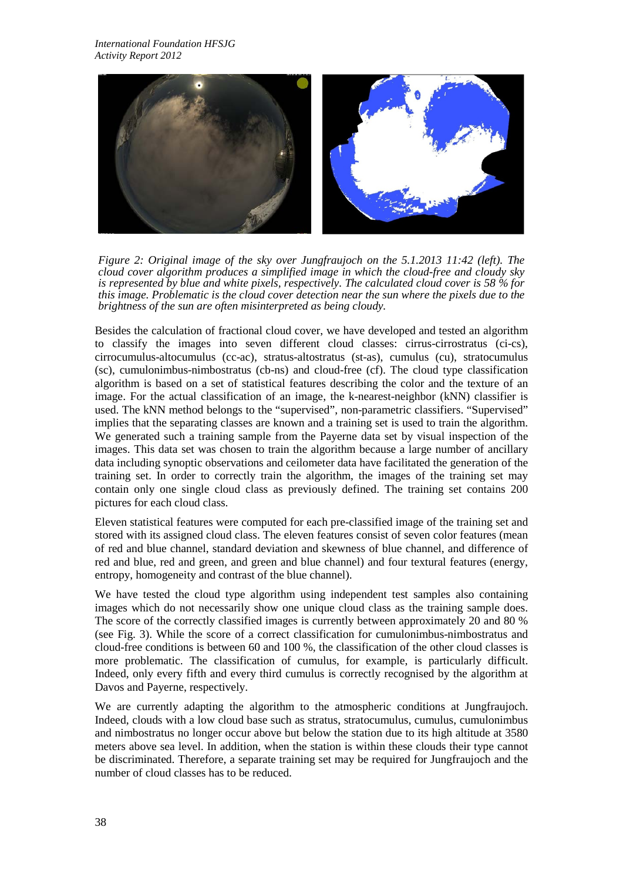*Figure 2: Original image of the sky over Jungfraujoch on the 5.1.2013 11:42 (left). The cloud cover algorithm produces a simplified image in which the cloud-free and cloudy sky is represented by blue and white pixels, respectively. The calculated cloud cover is 58 % for this image. Problematic is the cloud cover detection near the sun where the pixels due to the brightness of the sun are often misinterpreted as being cloudy.*

Besides the calculation of fractional cloud cover, we have developed and tested an algorithm to classify the images into seven different cloud classes: cirrus-cirrostratus (ci-cs), cirrocumulus-altocumulus (cc-ac), stratus-altostratus (st-as), cumulus (cu), stratocumulus (sc), cumulonimbus-nimbostratus (cb-ns) and cloud-free (cf). The cloud type classification algorithm is based on a set of statistical features describing the color and the texture of an image. For the actual classification of an image, the k-nearest-neighbor (kNN) classifier is used. The kNN method belongs to the "supervised", non-parametric classifiers. "Supervised" implies that the separating classes are known and a training set is used to train the algorithm. We generated such a training sample from the Payerne data set by visual inspection of the images. This data set was chosen to train the algorithm because a large number of ancillary data including synoptic observations and ceilometer data have facilitated the generation of the training set. In order to correctly train the algorithm, the images of the training set may contain only one single cloud class as previously defined. The training set contains 200 pictures for each cloud class.

Eleven statistical features were computed for each pre-classified image of the training set and stored with its assigned cloud class. The eleven features consist of seven color features (mean of red and blue channel, standard deviation and skewness of blue channel, and difference of red and blue, red and green, and green and blue channel) and four textural features (energy, entropy, homogeneity and contrast of the blue channel).

We have tested the cloud type algorithm using independent test samples also containing images which do not necessarily show one unique cloud class as the training sample does. The score of the correctly classified images is currently between approximately 20 and 80 % (see Fig. 3). While the score of a correct classification for cumulonimbus-nimbostratus and cloud-free conditions is between 60 and 100 %, the classification of the other cloud classes is more problematic. The classification of cumulus, for example, is particularly difficult. Indeed, only every fifth and every third cumulus is correctly recognised by the algorithm at Davos and Payerne, respectively.

We are currently adapting the algorithm to the atmospheric conditions at Jungfraujoch. Indeed, clouds with a low cloud base such as stratus, stratocumulus, cumulus, cumulonimbus and nimbostratus no longer occur above but below the station due to its high altitude at 3580 meters above sea level. In addition, when the station is within these clouds their type cannot be discriminated. Therefore, a separate training set may be required for Jungfraujoch and the number of cloud classes has to be reduced.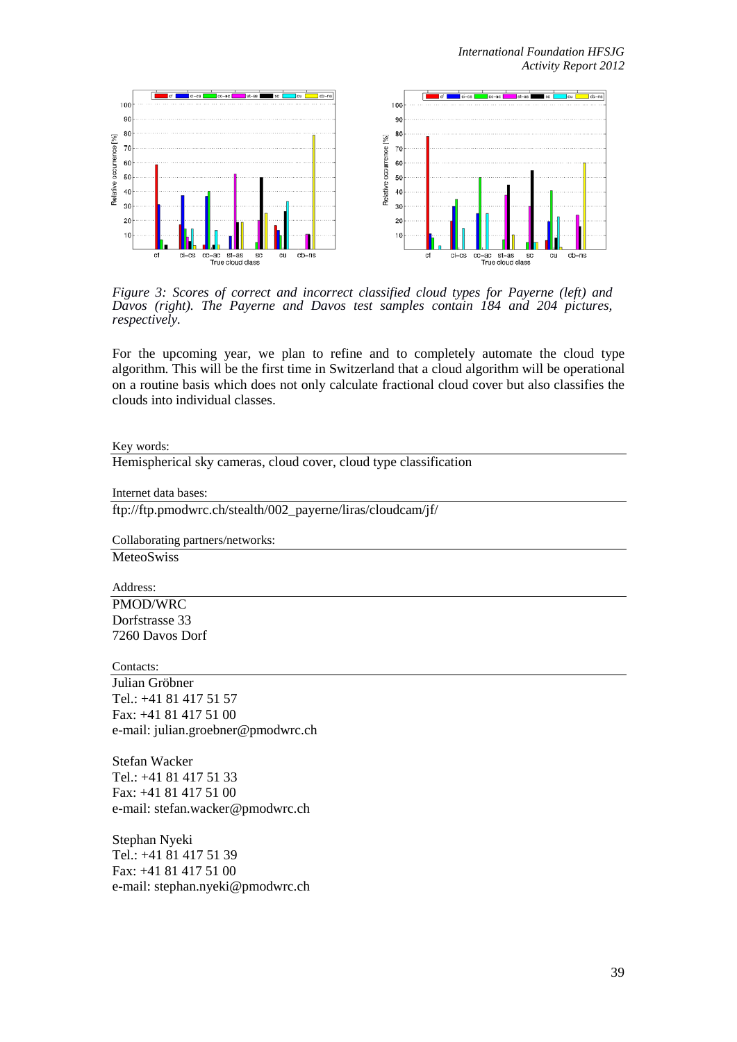ci ci–cs cc–ac st–as sc cu cb–ns

Relative occurrence [%]

100 90 80 70 60 50 40 30 20 10

ci ci–cs cc–ac st–as sc cu cb–ns

True cloud class

ci ci–cs cc–ac st–as sc cu cb–ns

Relative occurrence [%]

100 90 80 70 60 50 40 30 20 10

ci ci–cs cc–ac st–as sc cu cb–ns

True cloud class

*Figure 3: Scores of correct and incorrect classified cloud types for Payerne (left) and Davos (right). The Payerne and Davos test samples contain 184 and 204 pictures, respectively.*

For the upcoming year, we plan to refine and to completely automate the cloud type algorithm. This will be the first time in Switzerland that a cloud algorithm will be operational on a routine basis which does not only calculate fractional cloud cover but also classifies the clouds into individual classes.

Key words:

Hemispherical sky cameras, cloud cover, cloud type classification

Internet data bases:

ftp://ftp.pmodwrc.ch/stealth/002_payerne/liras/cloudcam/jf/

Collaborating partners/networks:

MeteoSwiss

Address:

PMOD/WRC
Dorfstrasse 33
7260 Davos Dorf

Contacts:

Julian Gröbner
Tel.: +41 81 417 51 57
Fax: +41 81 417 51 00
e-mail: julian.groebner@pmodwrc.ch

Stefan Wacker
Tel.: +41 81 417 51 33
Fax: +41 81 417 51 00
e-mail: stefan.wacker@pmodwrc.ch

Stephan Nyeki
Tel.: +41 81 417 51 39
Fax: +41 81 417 51 00
e-mail: stephan.nyeki@pmodwrc.ch